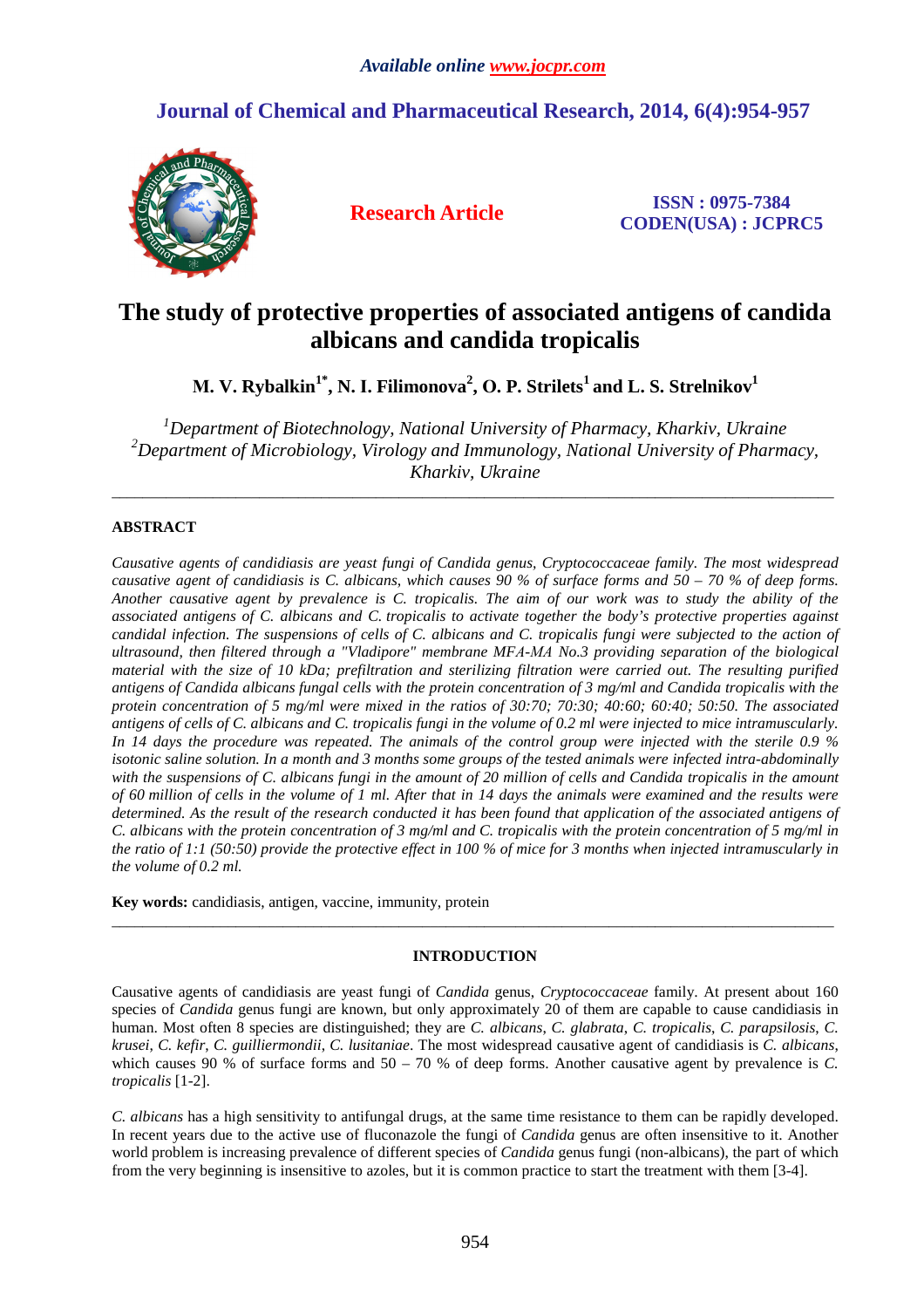*Available online www.jocpr.com*

## Journal of Chemical and Pharmaceutical Research, 2014, 6(4):954-957

**Research Article**

**ISSN : 0975-7384**
**CODEN(USA) : JCPRC5**

# The study of protective properties of associated antigens of candida albicans and candida tropicalis

**M. V. Rybalkin[1*], N. I. Filimonova[2], O. P. Strilets[1] and L. S. Strelnikov[1]**

*[1]Department of Biotechnology, National University of Pharmacy, Kharkiv, Ukraine*
*[2]Department of Microbiology, Virology and Immunology, National University of Pharmacy, Kharkiv, Ukraine*

---

## ABSTRACT

*Causative agents of candidiasis are yeast fungi of Candida genus, Cryptococcaceae family. The most widespread causative agent of candidiasis is C. albicans, which causes 90 % of surface forms and 50 – 70 % of deep forms. Another causative agent by prevalence is C. tropicalis. The aim of our work was to study the ability of the associated antigens of C. albicans and C. tropicalis to activate together the body's protective properties against candidal infection. The suspensions of cells of C. albicans and C. tropicalis fungi were subjected to the action of ultrasound, then filtered through a "Vladipore" membrane MFA-MA No.3 providing separation of the biological material with the size of 10 kDa; prefiltration and sterilizing filtration were carried out. The resulting purified antigens of Candida albicans fungal cells with the protein concentration of 3 mg/ml and Candida tropicalis with the protein concentration of 5 mg/ml were mixed in the ratios of 30:70; 70:30; 40:60; 60:40; 50:50. The associated antigens of cells of C. albicans and C. tropicalis fungi in the volume of 0.2 ml were injected to mice intramuscularly. In 14 days the procedure was repeated. The animals of the control group were injected with the sterile 0.9 % isotonic saline solution. In a month and 3 months some groups of the tested animals were infected intra-abdominally with the suspensions of C. albicans fungi in the amount of 20 million of cells and Candida tropicalis in the amount of 60 million of cells in the volume of 1 ml. After that in 14 days the animals were examined and the results were determined. As the result of the research conducted it has been found that application of the associated antigens of C. albicans with the protein concentration of 3 mg/ml and C. tropicalis with the protein concentration of 5 mg/ml in the ratio of 1:1 (50:50) provide the protective effect in 100 % of mice for 3 months when injected intramuscularly in the volume of 0.2 ml.*

**Key words:** candidiasis, antigen, vaccine, immunity, protein

---

## INTRODUCTION

Causative agents of candidiasis are yeast fungi of *Candida* genus, *Cryptococcaceae* family. At present about 160 species of *Candida* genus fungi are known, but only approximately 20 of them are capable to cause candidiasis in human. Most often 8 species are distinguished; they are *C. albicans*, *C. glabrata*, *C. tropicalis*, *C. parapsilosis*, *C. krusei*, *C. kefir*, *C. guilliermondii*, *C. lusitaniae*. The most widespread causative agent of candidiasis is *C. albicans*, which causes 90 % of surface forms and 50 – 70 % of deep forms. Another causative agent by prevalence is *C. tropicalis* [1-2].

*C. albicans* has a high sensitivity to antifungal drugs, at the same time resistance to them can be rapidly developed. In recent years due to the active use of fluconazole the fungi of *Candida* genus are often insensitive to it. Another world problem is increasing prevalence of different species of *Candida* genus fungi (non-albicans), the part of which from the very beginning is insensitive to azoles, but it is common practice to start the treatment with them [3-4].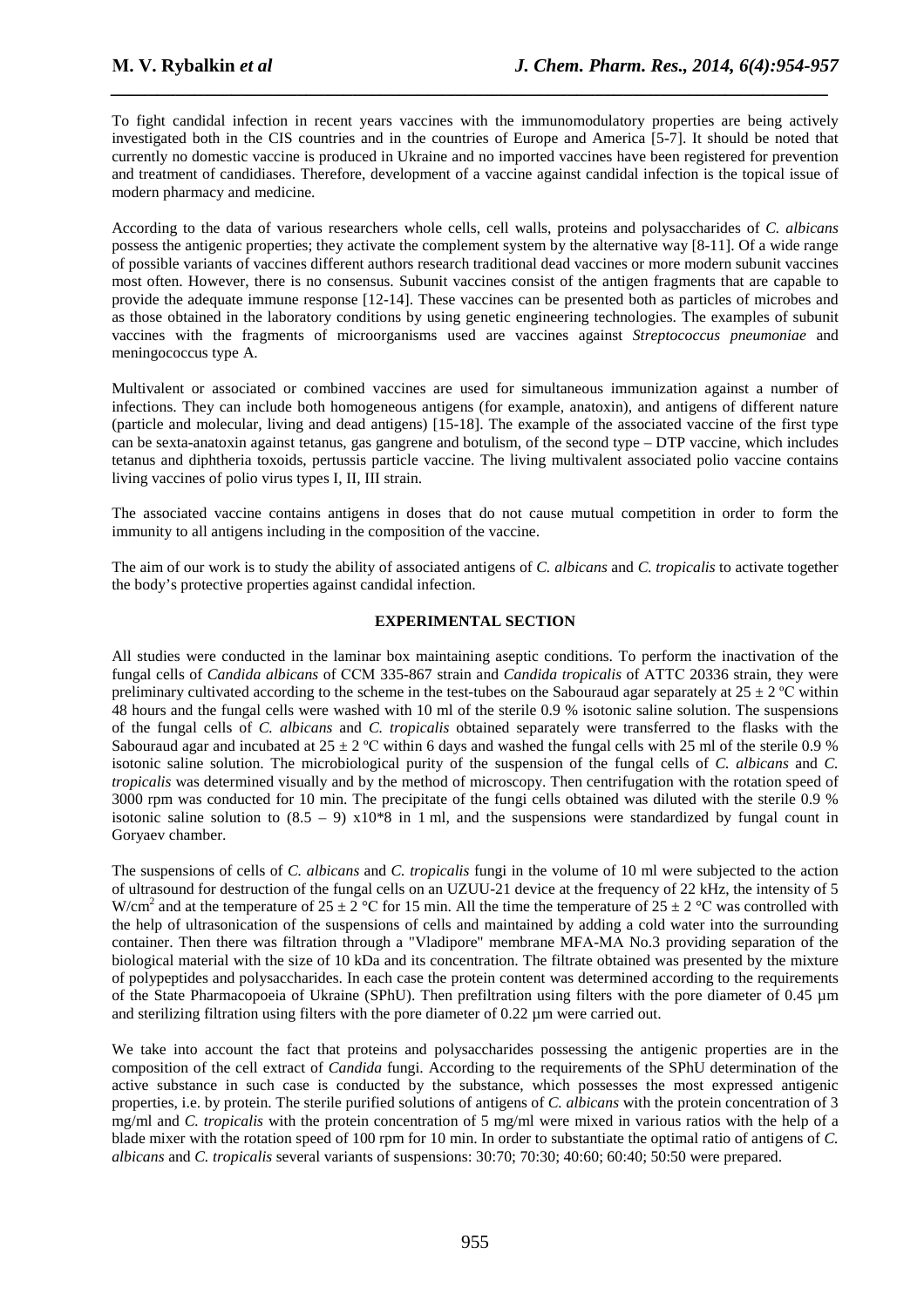To fight candidal infection in recent years vaccines with the immunomodulatory properties are being actively investigated both in the CIS countries and in the countries of Europe and America [5-7]. It should be noted that currently no domestic vaccine is produced in Ukraine and no imported vaccines have been registered for prevention and treatment of candidiases. Therefore, development of a vaccine against candidal infection is the topical issue of modern pharmacy and medicine.

According to the data of various researchers whole cells, cell walls, proteins and polysaccharides of *C. albicans* possess the antigenic properties; they activate the complement system by the alternative way [8-11]. Of a wide range of possible variants of vaccines different authors research traditional dead vaccines or more modern subunit vaccines most often. However, there is no consensus. Subunit vaccines consist of the antigen fragments that are capable to provide the adequate immune response [12-14]. These vaccines can be presented both as particles of microbes and as those obtained in the laboratory conditions by using genetic engineering technologies. The examples of subunit vaccines with the fragments of microorganisms used are vaccines against *Streptococcus pneumoniae* and meningococcus type A.

Multivalent or associated or combined vaccines are used for simultaneous immunization against a number of infections. They can include both homogeneous antigens (for example, anatoxin), and antigens of different nature (particle and molecular, living and dead antigens) [15-18]. The example of the associated vaccine of the first type can be sexta-anatoxin against tetanus, gas gangrene and botulism, of the second type – DTP vaccine, which includes tetanus and diphtheria toxoids, pertussis particle vaccine. The living multivalent associated polio vaccine contains living vaccines of polio virus types I, II, III strain.

The associated vaccine contains antigens in doses that do not cause mutual competition in order to form the immunity to all antigens including in the composition of the vaccine.

The aim of our work is to study the ability of associated antigens of *C. albicans* and *C. tropicalis* to activate together the body's protective properties against candidal infection.

## EXPERIMENTAL SECTION

All studies were conducted in the laminar box maintaining aseptic conditions. To perform the inactivation of the fungal cells of *Candida albicans* of CCM 335-867 strain and *Candida tropicalis* of ATTC 20336 strain, they were preliminary cultivated according to the scheme in the test-tubes on the Sabouraud agar separately at $25 \pm 2$ ºC within 48 hours and the fungal cells were washed with 10 ml of the sterile 0.9 % isotonic saline solution. The suspensions of the fungal cells of *C. albicans* and *C. tropicalis* obtained separately were transferred to the flasks with the Sabouraud agar and incubated at $25 \pm 2$ ºC within 6 days and washed the fungal cells with 25 ml of the sterile 0.9 % isotonic saline solution. The microbiological purity of the suspension of the fungal cells of *C. albicans* and *C. tropicalis* was determined visually and by the method of microscopy. Then centrifugation with the rotation speed of 3000 rpm was conducted for 10 min. The precipitate of the fungi cells obtained was diluted with the sterile 0.9 % isotonic saline solution to (8.5 – 9) x10*8 in 1 ml, and the suspensions were standardized by fungal count in Goryaev chamber.

The suspensions of cells of *C. albicans* and *C. tropicalis* fungi in the volume of 10 ml were subjected to the action of ultrasound for destruction of the fungal cells on an UZUU-21 device at the frequency of 22 kHz, the intensity of 5 W/cm$^2$ and at the temperature of $25 \pm 2$ °C for 15 min. All the time the temperature of $25 \pm 2$ °C was controlled with the help of ultrasonication of the suspensions of cells and maintained by adding a cold water into the surrounding container. Then there was filtration through a "Vladipore" membrane MFA-MA No.3 providing separation of the biological material with the size of 10 kDa and its concentration. The filtrate obtained was presented by the mixture of polypeptides and polysaccharides. In each case the protein content was determined according to the requirements of the State Pharmacopoeia of Ukraine (SPhU). Then prefiltration using filters with the pore diameter of 0.45 µm and sterilizing filtration using filters with the pore diameter of 0.22 µm were carried out.

We take into account the fact that proteins and polysaccharides possessing the antigenic properties are in the composition of the cell extract of *Candida* fungi. According to the requirements of the SPhU determination of the active substance in such case is conducted by the substance, which possesses the most expressed antigenic properties, i.e. by protein. The sterile purified solutions of antigens of *C. albicans* with the protein concentration of 3 mg/ml and *C. tropicalis* with the protein concentration of 5 mg/ml were mixed in various ratios with the help of a blade mixer with the rotation speed of 100 rpm for 10 min. In order to substantiate the optimal ratio of antigens of *C. albicans* and *C. tropicalis* several variants of suspensions: 30:70; 70:30; 40:60; 60:40; 50:50 were prepared.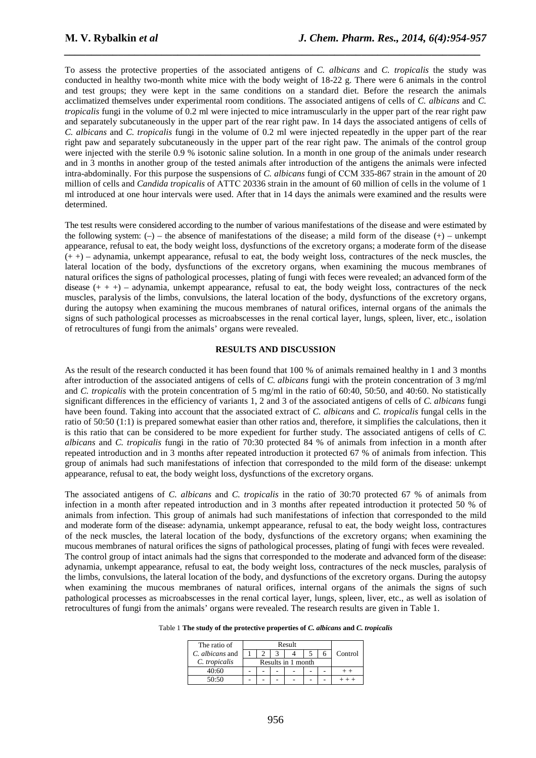To assess the protective properties of the associated antigens of *C. albicans* and *C. tropicalis* the study was conducted in healthy two-month white mice with the body weight of 18-22 g. There were 6 animals in the control and test groups; they were kept in the same conditions on a standard diet. Before the research the animals acclimatized themselves under experimental room conditions. The associated antigens of cells of *C. albicans* and *C. tropicalis* fungi in the volume of 0.2 ml were injected to mice intramuscularly in the upper part of the rear right paw and separately subcutaneously in the upper part of the rear right paw. In 14 days the associated antigens of cells of *C. albicans* and *C. tropicalis* fungi in the volume of 0.2 ml were injected repeatedly in the upper part of the rear right paw and separately subcutaneously in the upper part of the rear right paw. The animals of the control group were injected with the sterile 0.9 % isotonic saline solution. In a month in one group of the animals under research and in 3 months in another group of the tested animals after introduction of the antigens the animals were infected intra-abdominally. For this purpose the suspensions of *C. albicans* fungi of CCM 335-867 strain in the amount of 20 million of cells and *Candida tropicalis* of ATTC 20336 strain in the amount of 60 million of cells in the volume of 1 ml introduced at one hour intervals were used. After that in 14 days the animals were examined and the results were determined.

The test results were considered according to the number of various manifestations of the disease and were estimated by the following system: (–) – the absence of manifestations of the disease; a mild form of the disease (+) – unkempt appearance, refusal to eat, the body weight loss, dysfunctions of the excretory organs; a moderate form of the disease (+ +) – adynamia, unkempt appearance, refusal to eat, the body weight loss, contractures of the neck muscles, the lateral location of the body, dysfunctions of the excretory organs, when examining the mucous membranes of natural orifices the signs of pathological processes, plating of fungi with feces were revealed; an advanced form of the disease (+ + +) – adynamia, unkempt appearance, refusal to eat, the body weight loss, contractures of the neck muscles, paralysis of the limbs, convulsions, the lateral location of the body, dysfunctions of the excretory organs, during the autopsy when examining the mucous membranes of natural orifices, internal organs of the animals the signs of such pathological processes as microabscesses in the renal cortical layer, lungs, spleen, liver, etc., isolation of retrocultures of fungi from the animals' organs were revealed.

## RESULTS AND DISCUSSION

As the result of the research conducted it has been found that 100 % of animals remained healthy in 1 and 3 months after introduction of the associated antigens of cells of *C. albicans* fungi with the protein concentration of 3 mg/ml and *C. tropicalis* with the protein concentration of 5 mg/ml in the ratio of 60:40, 50:50, and 40:60. No statistically significant differences in the efficiency of variants 1, 2 and 3 of the associated antigens of cells of *C. albicans* fungi have been found. Taking into account that the associated extract of *C. albicans* and *C. tropicalis* fungal cells in the ratio of 50:50 (1:1) is prepared somewhat easier than other ratios and, therefore, it simplifies the calculations, then it is this ratio that can be considered to be more expedient for further study. The associated antigens of cells of *C. albicans* and *C. tropicalis* fungi in the ratio of 70:30 protected 84 % of animals from infection in a month after repeated introduction and in 3 months after repeated introduction it protected 67 % of animals from infection. This group of animals had such manifestations of infection that corresponded to the mild form of the disease: unkempt appearance, refusal to eat, the body weight loss, dysfunctions of the excretory organs.

The associated antigens of *C. albicans* and *C. tropicalis* in the ratio of 30:70 protected 67 % of animals from infection in a month after repeated introduction and in 3 months after repeated introduction it protected 50 % of animals from infection. This group of animals had such manifestations of infection that corresponded to the mild and moderate form of the disease: adynamia, unkempt appearance, refusal to eat, the body weight loss, contractures of the neck muscles, the lateral location of the body, dysfunctions of the excretory organs; when examining the mucous membranes of natural orifices the signs of pathological processes, plating of fungi with feces were revealed. The control group of intact animals had the signs that corresponded to the moderate and advanced form of the disease: adynamia, unkempt appearance, refusal to eat, the body weight loss, contractures of the neck muscles, paralysis of the limbs, convulsions, the lateral location of the body, and dysfunctions of the excretory organs. During the autopsy when examining the mucous membranes of natural orifices, internal organs of the animals the signs of such pathological processes as microabscesses in the renal cortical layer, lungs, spleen, liver, etc., as well as isolation of retrocultures of fungi from the animals' organs were revealed. The research results are given in Table 1.

Table 1 **The study of the protective properties of *C. albicans* and *C. tropicalis***

| The ratio of *C. albicans* and *C. tropicalis* | Result | | | | | | Control |
|---|---|---|---|---|---|---|---|
| | 1 | 2 | 3 | 4 | 5 | 6 | |
| | Results in 1 month | | | | | | |
| 40:60 | - | - | - | - | - | - | + + |
| 50:50 | - | - | - | - | - | - | + + + |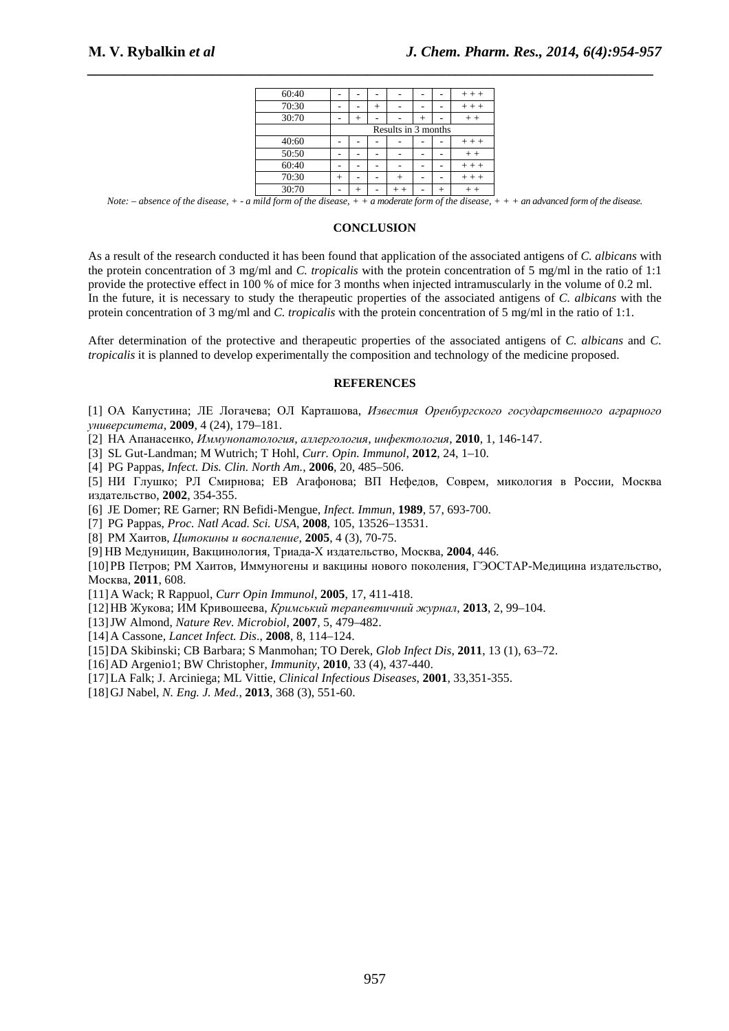| | | | | | | | |
|---|---|---|---|---|---|---|---|
| 60:40 | - | - | - | - | - | - | + + + |
| 70:30 | - | - | + | - | - | - | + + + |
| 30:70 | - | + | - | - | + | - | + + |
| Results in 3 months | | | | | | | |
| 40:60 | - | - | - | - | - | - | + + + |
| 50:50 | - | - | - | - | - | - | + + |
| 60:40 | - | - | - | - | - | - | + + + |
| 70:30 | + | - | - | + | - | - | + + + |
| 30:70 | - | + | - | + + | - | + | + + |

*Note: – absence of the disease, + - a mild form of the disease, + + a moderate form of the disease, + + + an advanced form of the disease.*

## CONCLUSION

As a result of the research conducted it has been found that application of the associated antigens of *C. albicans* with the protein concentration of 3 mg/ml and *C. tropicalis* with the protein concentration of 5 mg/ml in the ratio of 1:1 provide the protective effect in 100 % of mice for 3 months when injected intramuscularly in the volume of 0.2 ml. In the future, it is necessary to study the therapeutic properties of the associated antigens of *C. albicans* with the protein concentration of 3 mg/ml and *C. tropicalis* with the protein concentration of 5 mg/ml in the ratio of 1:1.

After determination of the protective and therapeutic properties of the associated antigens of *C. albicans* and *C. tropicalis* it is planned to develop experimentally the composition and technology of the medicine proposed.

## REFERENCES

[1] ОА Капустина; ЛЕ Логачева; ОЛ Карташова, *Известия Оренбургского государственного аграрного университета*, **2009**, 4 (24), 179–181.

[2] НА Апанасенко, *Иммунопатология, аллергология, инфектология*, **2010**, 1, 146-147.

[3] SL Gut-Landman; M Wutrich; T Hohl, *Curr. Opin. Immunol*, **2012**, 24, 1–10.

[4] PG Pappas, *Infect. Dis. Clin. North Am.*, **2006**, 20, 485–506.

[5] НИ Глушко; РЛ Смирнова; ЕВ Агафонова; ВП Нефедов, Соврем, микология в России, Москва издательство, **2002**, 354-355.

[6] JE Domer; RE Garner; RN Befidi-Mengue, *Infect. Immun*, **1989**, 57, 693-700.

[7] PG Pappas, *Proc. Natl Acad. Sci. USA*, **2008**, 105, 13526–13531.

[8] РМ Хаитов, *Цитокины и воспаление*, **2005**, 4 (3), 70-75.

[9] НВ Медуницин, Вакцинология, Триада-Х издательство, Москва, **2004**, 446.

[10] РВ Петров; РМ Хаитов, Иммуногены и вакцины нового поколения, ГЭОСТАР-Медицина издательство, Москва, **2011**, 608.

[11] A Wack; R Rappuol, *Curr Opin Immunol*, **2005**, 17, 411-418.

[12] НВ Жукова; ИМ Кривошеева, *Кримський терапевтичний журнал*, **2013**, 2, 99–104.

[13] JW Almond, *Nature Rev. Microbiol*, **2007**, 5, 479–482.

[14] A Cassone, *Lancet Infect. Dis*., **2008**, 8, 114–124.

[15] DA Skibinski; CB Barbara; S Manmohan; TO Derek, *Glob Infect Dis*, **2011**, 13 (1), 63–72.

[16] AD Argenio1; BW Christopher, *Immunity*, **2010**, 33 (4), 437-440.

[17] LA Falk; J. Arciniega; ML Vittie, *Clinical Infectious Diseases*, **2001**, 33,351-355.

[18] GJ Nabel, *N. Eng. J. Med.*, **2013**, 368 (3), 551-60.